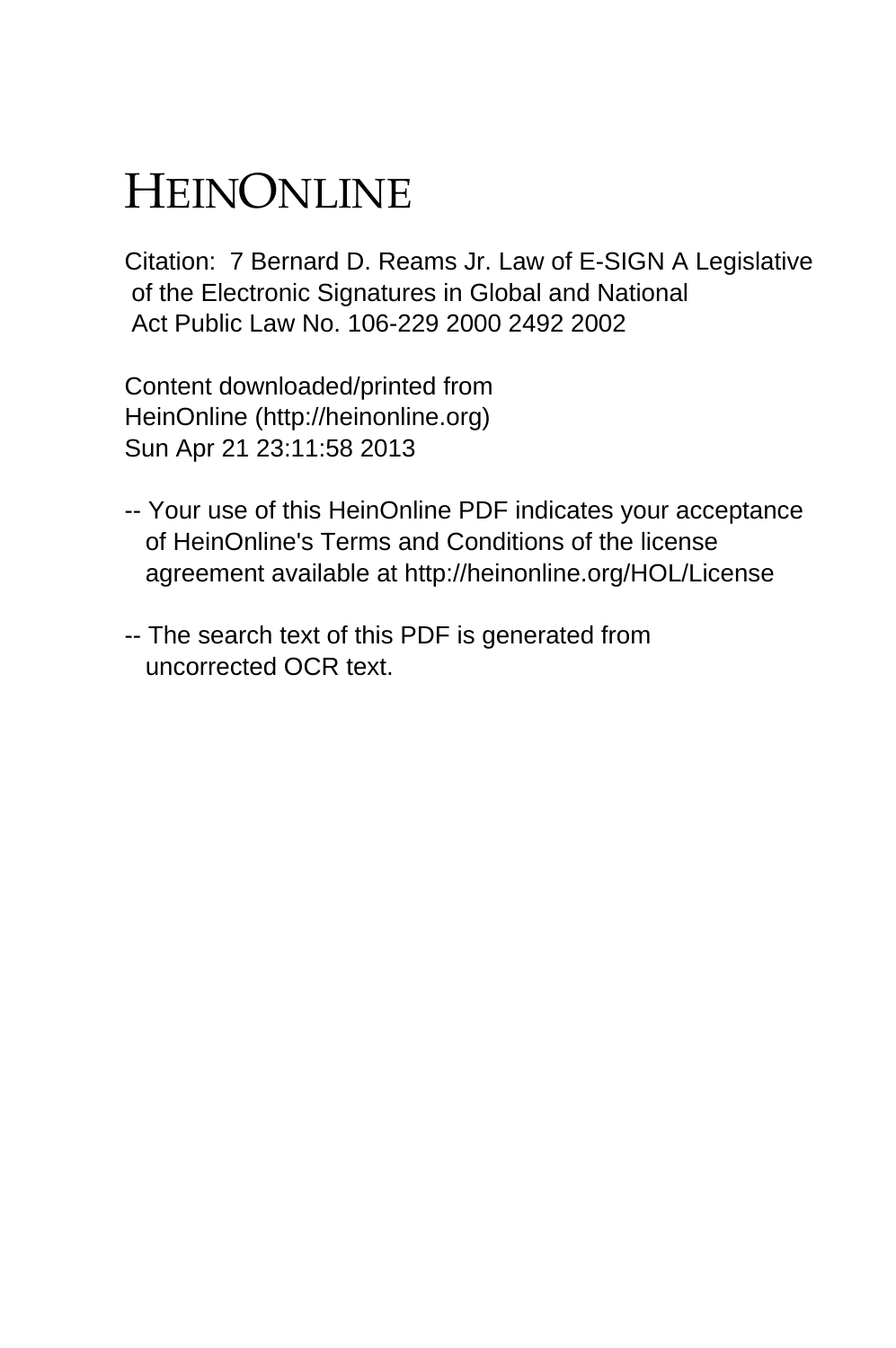# HEINONLINE

Citation: 7 Bernard D. Reams Jr. Law of E-SIGN A Legislative of the Electronic Signatures in Global and National Act Public Law No. 106-229 2000 2492 2002

Content downloaded/printed from
HeinOnline (http://heinonline.org)
Sun Apr 21 23:11:58 2013

-- Your use of this HeinOnline PDF indicates your acceptance of HeinOnline's Terms and Conditions of the license agreement available at http://heinonline.org/HOL/License

-- The search text of this PDF is generated from uncorrected OCR text.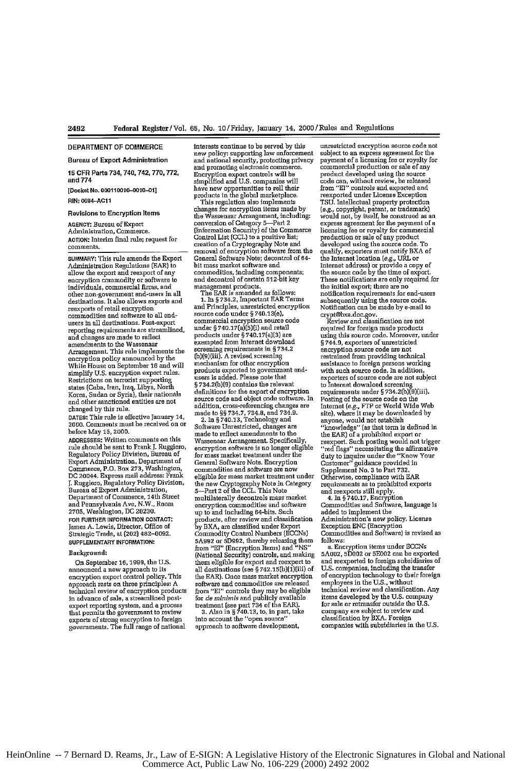DEPARTMENT OF COMMERCE

Bureau of Export Administration

15 CFR Parts 734, 740, 742, 770, 772, and 774

[Docket No. 000110010-0010-01]

RIN: 0694-AC11

# Revisions to Encryption Items

**AGENCY:** Bureau of Export Administration, Commerce.

**ACTION:** Interim final rule; request for comments.

**SUMMARY:** This rule amends the Export Administration Regulations (EAR) to allow the export and reexport of any encryption commodity or software to individuals, commercial firms, and other non-government end-users in all destinations. It also allows exports and reexports of retail encryption commodities and software to all end-users in all destinations. Post-export reporting requirements are streamlined, and changes are made to reflect amendments to the Wassenaar Arrangement. This rule implements the encryption policy announced by the White House on September 16 and will simplify U.S. encryption export rules. Restrictions on terrorist supporting states (Cuba, Iran, Iraq, Libya, North Korea, Sudan or Syria), their nationals and other sanctioned entities are not changed by this rule.

**DATES:** This rule is effective January 14, 2000. Comments must be received on or before May 15, 2000.

**ADDRESSES:** Written comments on this rule should be sent to Frank J. Ruggiero, Regulatory Policy Division, Bureau of Export Administration, Department of Commerce, P.O. Box 273, Washington, DC 20044. Express mail address: Frank J. Ruggiero, Regulatory Policy Division, Bureau of Export Administration, Department of Commerce, 14th Street and Pennsylvania Ave, N.W., Room 2705, Washington, DC 20230.

**FOR FURTHER INFORMATION CONTACT:** James A. Lewis, Director, Office of Strategic Trade, at (202) 482-0092.

**SUPPLEMENTARY INFORMATION:**

## Background:

On September 16, 1999, the U.S. announced a new approach to its encryption export control policy. This approach rests on three principles: A technical review of encryption products in advance of sale, a streamlined post-export reporting system, and a process that permits the government to review exports of strong encryption to foreign governments. The full range of national interests continue to be served by this new policy: supporting law enforcement and national security, protecting privacy and promoting electronic commerce. Encryption export controls will be simplified and U.S. companies will have new opportunities to sell their products in the global marketplace.

This regulation also implements changes for encryption items made by the Wassenaar Arrangement, including: conversion of Category 5—Part 2 (Information Security) of the Commerce Control List (CCL) to a positive list; creation of a Cryptography Note and removal of encryption software from the General Software Note; decontrol of 64-bit mass market software and commodities, including components; and decontrol of certain 512-bit key management products.

The EAR is amended as follows:

1. In § 734.2, Important EAR Terms and Principles, unrestricted encryption source code under § 740.13(e), commercial encryption source code under § 740.17(a)(5)(i) and retail products under § 740.17(a)(3) are exempted from Internet download screening requirements in § 734.2 (b)(9)(iii). A revised screening mechanism for other encryption products exported to government end-users is added. Please note that § 734.2(b)(9) contains the relevant definitions for the export of encryption source code and object code software. In addition, cross-referencing changes are made to §§ 734.7, 734.8, and 734.9.

2. In § 740.13, Technology and Software Unrestricted, changes are made to reflect amendments to the Wassenaar Arrangement. Specifically, encryption software is no longer eligible for mass market treatment under the General Software Note. Encryption commodities and software are now eligible for mass market treatment under the new Cryptography Note in Category 5—Part 2 of the CCL. This Note multilaterally decontrols mass market encryption commodities and software up to and including 64-bits. Such products, after review and classification by BXA, are classified under Export Commodity Control Numbers (ECCNs) 5A992 or 5D992, thereby releasing them from "EI" (Encryption Items) and "NS" (National Security) controls, and making them eligible for export and reexport to all destinations (see § 742.15(b)(1)(iii) of the EAR). Once mass market encryption software and commodities are released from "EI" controls they may be eligible for *de minimis* and publicly available treatment (see part 734 of the EAR).

3. Also in § 740.13, to, in part, take into account the "open source" approach to software development, unrestricted encryption source code not subject to an express agreement for the payment of a licensing fee or royalty for commercial production or sale of any product developed using the source code can, without review, be released from "EI" controls and exported and reexported under License Exception TSU. Intellectual property protection (*e.g.*, copyright, patent, or trademark) would not, by itself, be construed as an express agreement for the payment of a licensing fee or royalty for commercial production or sale of any product developed using the source code. To qualify, exporters must notify BXA of the Internet location (*e.g.*, URL or Internet address) or provide a copy of the source code by the time of export. These notifications are only required for the initial export; there are no notification requirements for end-users subsequently using the source code. Notification can be made by e-mail to crypt@bxa.doc.gov.

Review and classification are not required for foreign made products using this source code. Moreover, under § 744.9, exporters of unrestricted encryption source code are not restrained from providing technical assistance to foreign persons working with such source code. In addition, exporters of source code are not subject to Internet download screening requirements under § 734.2(b)(9)(iii). Posting of the source code on the Internet (*e.g.*, FTP or World Wide Web site), where it may be downloaded by anyone, would not establish "knowledge" (as that term is defined in the EAR) of a prohibited export or reexport. Such posting would not trigger "red flags" necessitating the affirmative duty to inquire under the "Know Your Customer" guidance provided in Supplement No. 3 to Part 732. Otherwise, compliance with EAR requirements as to prohibited exports and reexports still apply.

4. In § 740.17, Encryption Commodities and Software, language is added to implement the Administration's new policy. License Exception ENC (Encryption Commodities and Software) is revised as follows:

a. Encryption items under ECCNs 5A002, 5D002 or 5E002 can be exported and reexported to foreign subsidiaries of U.S. companies, including the transfer of encryption technology to their foreign employees in the U.S., without technical review and classification. Any items developed by the U.S. company for sale or retransfer outside the U.S. company are subject to review and classification by BXA. Foreign companies with subsidiaries in the U.S.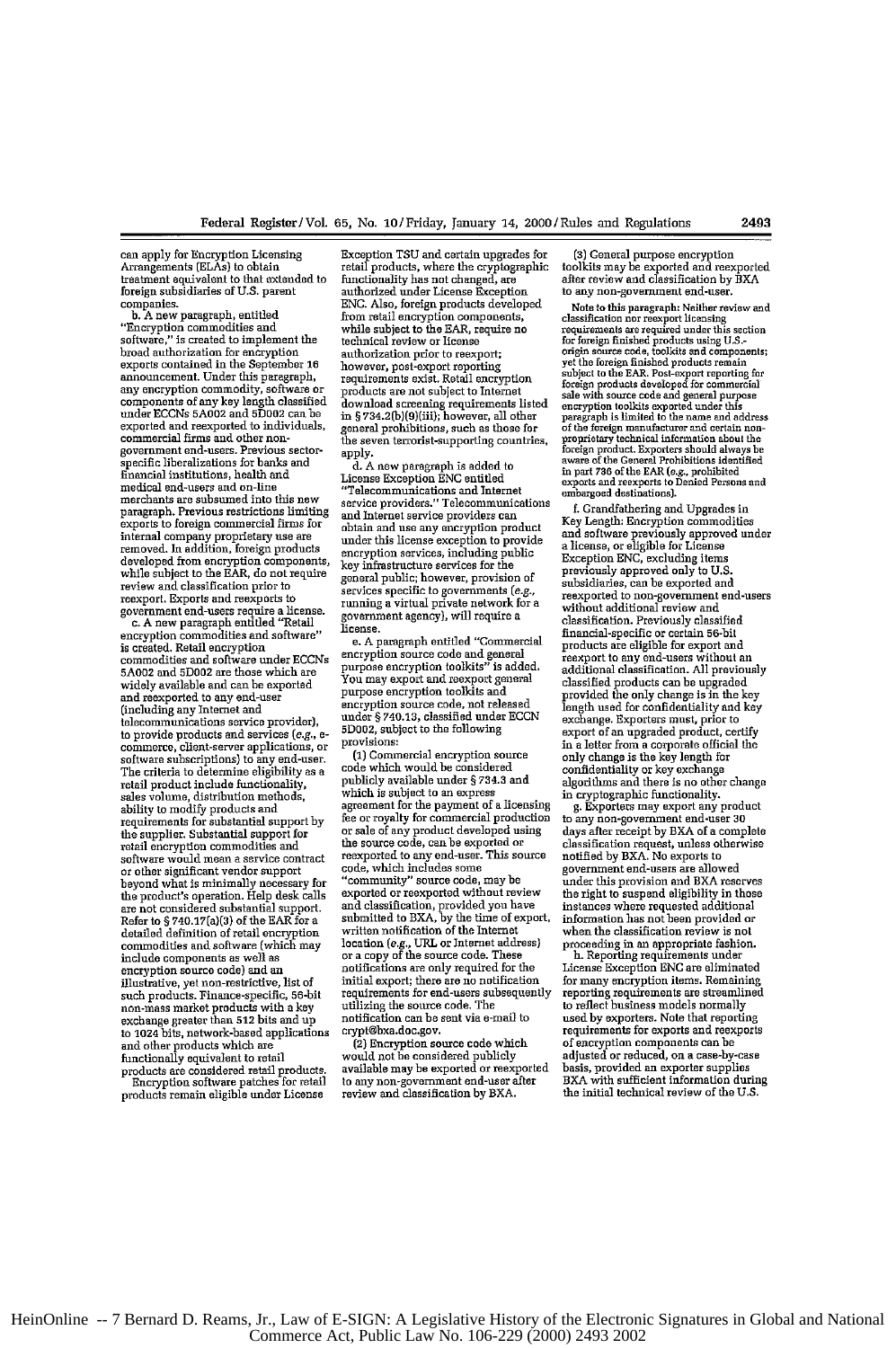can apply for Encryption Licensing Arrangements (ELAs) to obtain treatment equivalent to that extended to foreign subsidiaries of U.S. parent companies.

b. A new paragraph, entitled "Encryption commodities and software," is created to implement the broad authorization for encryption exports contained in the September 16 announcement. Under this paragraph, any encryption commodity, software or components of any key length classified under ECCNs 5A002 and 5D002 can be exported and reexported to individuals, commercial firms and other non-government end-users. Previous sector-specific liberalizations for banks and financial institutions, health and medical end-users and on-line merchants are subsumed into this new paragraph. Previous restrictions limiting exports to foreign commercial firms for internal company proprietary use are removed. In addition, foreign products developed from encryption components, while subject to the EAR, do not require review and classification prior to reexport. Exports and reexports to government end-users require a license.

c. A new paragraph entitled "Retail encryption commodities and software" is created. Retail encryption commodities and software under ECCNs 5A002 and 5D002 are those which are widely available and can be exported and reexported to any end-user (including any Internet and telecommunications service provider), to provide products and services (e.g., e-commerce, client-server applications, or software subscriptions) to any end-user. The criteria to determine eligibility as a retail product include functionality, sales volume, distribution methods, ability to modify products and requirements for substantial support by the supplier. Substantial support for retail encryption commodities and software would mean a service contract or other significant vendor support beyond what is minimally necessary for the product's operation. Help desk calls are not considered substantial support. Refer to § 740.17(a)(3) of the EAR for a detailed definition of retail encryption commodities and software (which may include components as well as encryption source code) and an illustrative, yet non-restrictive, list of such products. Finance-specific, 56-bit non-mass market products with a key exchange greater than 512 bits and up to 1024 bits, network-based applications and other products which are functionally equivalent to retail products are considered retail products.

Encryption software patches for retail products remain eligible under License Exception TSU and certain upgrades for retail products, where the cryptographic functionality has not changed, are authorized under License Exception ENC. Also, foreign products developed from retail encryption components, while subject to the EAR, require no technical review or license authorization prior to reexport; however, post-export reporting requirements exist. Retail encryption products are not subject to Internet download screening requirements listed in § 734.2(b)(9)(iii); however, all other general prohibitions, such as those for the seven terrorist-supporting countries, apply.

d. A new paragraph is added to License Exception ENC entitled "Telecommunications and Internet service providers." Telecommunications and Internet service providers can obtain and use any encryption product under this license exception to provide encryption services, including public key infrastructure services for the general public; however, provision of services specific to governments (e.g., running a virtual private network for a government agency), will require a license.

e. A paragraph entitled "Commercial encryption source code and general purpose encryption toolkits" is added. You may export and reexport general purpose encryption toolkits and encryption source code, not released under § 740.13, classified under ECCN 5D002, subject to the following provisions:

(1) Commercial encryption source code which would be considered publicly available under § 734.3 and which is subject to an express agreement for the payment of a licensing fee or royalty for commercial production or sale of any product developed using the source code, can be exported or reexported to any end-user. This source code, which includes some "community" source code, may be exported or reexported without review and classification, provided you have submitted to BXA, by the time of export, written notification of the Internet location (e.g., URL or Internet address) or a copy of the source code. These notifications are only required for the initial export; there are no notification requirements for end-users subsequently utilizing the source code. The notification can be sent via e-mail to crypt@bxa.doc.gov.

(2) Encryption source code which would not be considered publicly available may be exported or reexported to any non-government end-user after review and classification by BXA.

(3) General purpose encryption toolkits may be exported and reexported after review and classification by BXA to any non-government end-user.

Note to this paragraph: Neither review and classification nor reexport licensing requirements are required under this section for foreign finished products using U.S.-origin source code, toolkits and components; yet the foreign finished products remain subject to the EAR. Post-export reporting for foreign products developed for commercial sale with source code and general purpose encryption toolkits exported under this paragraph is limited to the name and address of the foreign manufacturer and certain non-proprietary technical information about the foreign product. Exporters should always be aware of the General Prohibitions identified in part 736 of the EAR (e.g., prohibited exports and reexports to Denied Persons and embargoed destinations).

f. Grandfathering and Upgrades in Key Length: Encryption commodities and software previously approved under a license, or eligible for License Exception ENC, excluding items previously approved only to U.S. subsidiaries, can be exported and reexported to non-government end-users without additional review and classification. Previously classified financial-specific or certain 56-bit products are eligible for export and reexport to any end-users without an additional classification. All previously classified products can be upgraded provided the only change is in the key length used for confidentiality and key exchange. Exporters must, prior to export of an upgraded product, certify in a letter from a corporate official the only change is the key length for confidentiality or key exchange algorithms and there is no other change in cryptographic functionality.

g. Exporters may export any product to any non-government end-user 30 days after receipt by BXA of a complete classification request, unless otherwise notified by BXA. No exports to government end-users are allowed under this provision and BXA reserves the right to suspend eligibility in those instances where requested additional information has not been provided or when the classification review is not proceeding in an appropriate fashion.

h. Reporting requirements under License Exception ENC are eliminated for many encryption items. Remaining reporting requirements are streamlined to reflect business models normally used by exporters. Note that reporting requirements for exports and reexports of encryption components can be adjusted or reduced, on a case-by-case basis, provided an exporter supplies BXA with sufficient information during the initial technical review of the U.S.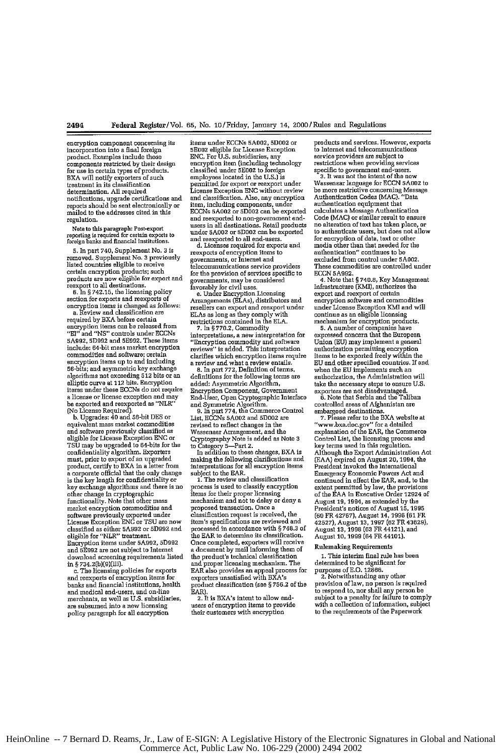encryption component concerning its incorporation into a final foreign product. Examples include those components restricted by their design for use in certain types of products. BXA will notify exporters of such treatment in its classification determination. All required notifications, upgrade certifications and reports should be sent electronically or mailed to the addresses cited in this regulation.

Note to this paragraph: Post-export reporting is required for certain exports to foreign banks and financial institutions.

5. In part 740, Supplement No. 3 is removed. Supplement No. 3 previously listed countries eligible to receive certain encryption products; such products are now eligible for export and reexport to all destinations.

6. In § 742.15, the licensing policy section for exports and reexports of encryption items is changed as follows:

a. Review and classification are required by BXA before certain encryption items can be released from "EI" and "NS" controls under ECCNs 5A992, 5D992 and 5E992. These items include: 64-bit mass market encryption commodities and software; certain encryption items up to and including 56-bits; and asymmetric key exchange algorithms not exceeding 512 bits or an elliptic curve at 112 bits. Encryption items under these ECCNs do not require a license or license exception and may be exported and reexported as "NLR" (No License Required).

b. Upgrades: 40 and 56-bit DES or equivalent mass market commodities and software previously classified as eligible for License Exception ENC or TSU may be upgraded to 64-bits for the confidentiality algorithm. Exporters must, prior to export of an upgraded product, certify to BXA in a letter from a corporate official that the only change is the key length for confidentiality or key exchange algorithms and there is no other change in cryptographic functionality. Note that other mass market encryption commodities and software previously exported under License Exception ENC or TSU are now classified as either 5A992 or 5D992 and eligible for "NLR" treatment. Encryption items under 5A992, 5D992 and 5E992 are not subject to Internet download screening requirements listed in § 734.2(b)(9)(iii).

c. The licensing policies for exports and reexports of encryption items for banks and financial institutions, health and medical end-users, and on-line merchants, as well as U.S. subsidiaries, are subsumed into a new licensing policy paragraph for all encryption items under ECCNs 5A002, 5D002 or 5E002 eligible for License Exception ENC. For U.S. subsidiaries, any encryption item (including technology classified under 5E002 to foreign employees located in the U.S.) is permitted for export or reexport under License Exception ENC without review and classification. Also, any encryption item, including components, under ECCNs 5A002 or 5D002 can be exported and reexported to non-government end-users in all destinations. Retail products under 5A002 or 5D002 can be exported and reexported to all end-users.

d. Licenses required for exports and reexports of encryption items to governments, or Internet and telecommunications service providers for the provision of services specific to governments, may be considered favorably for civil uses.

e. Under Encryption Licensing Arrangements (ELAs), distributors and resellers can export and reexport under ELAs as long as they comply with restrictions contained in the ELA.

7. In § 770.2, Commodity interpretations, a new interpretation for "Encryption commodity and software reviews" is added. This interpretation clarifies which encryption items require a review and what a review entails.

8. In part 772, Definition of terms, definitions for the following terms are added: Asymmetric Algorithm, Encryption Component, Government End-User, Open Cryptographic Interface and Symmetric Algorithm.

9. In part 774, the Commerce Control List, ECCNs 5A002 and 5D002 are revised to reflect changes in the Wassenaar Arrangement, and the Cryptography Note is added as Note 3 to Category 5—Part 2.

In addition to these changes, BXA is making the following clarifications and interpretations for all encryption items subject to the EAR.

1. The review and classification process is used to classify encryption items for their proper licensing mechanism and not to delay or deny a proposed transaction. Once a classification request is received, the item's specifications are reviewed and processed in accordance with § 748.3 of the EAR to determine its classification. Once completed, exporters will receive a document by mail informing them of the product's technical classification and proper licensing mechanism. The EAR also provides an appeal process for exporters unsatisfied with BXA's product classification (see § 756.2 of the EAR).

2. It is BXA's intent to allow end-users of encryption items to provide their customers with encryption products and services. However, exports to Internet and telecommunications service providers are subject to restrictions when providing services specific to government end-users.

3. It was not the intent of the new Wassenaar language for ECCN 5A002 to be more restrictive concerning Message Authentication Codes (MAC). "Data authentication equipment that calculates a Message Authentication Code (MAC) or similar result to ensure no alteration of text has taken place, or to authenticate users, but does not allow for encryption of data, text or other media other than that needed for the authentication" continues to be excluded from control under 5A002. These commodities are controlled under ECCN 5A992.

4. Note that § 740.8, Key Management Infrastructure (KMI), authorizes the export and reexport of certain encryption software and commodities under License Exception KMI and will continue as an eligible licensing mechanism for encryption products.

5. A number of companies have expressed concern that the European Union (EU) may implement a general authorization permitting encryption items to be exported freely within the EU and other specified countries. If and when the EU implements such an authorization, the Administration will take the necessary steps to ensure U.S. exporters are not disadvantaged.

6. Note that Serbia and the Taliban controlled areas of Afghanistan are embargoed destinations.

7. Please refer to the BXA website at "www.bxa.doc.gov" for a detailed explanation of the EAR, the Commerce Control List, the licensing process and key terms used in this regulation.

Although the Export Administration Act (EAA) expired on August 20, 1994, the President invoked the International Emergency Economic Powers Act and continued in effect the EAR, and, to the extent permitted by law, the provisions of the EAA in Executive Order 12924 of August 19, 1994, as extended by the President's notices of August 15, 1995 (60 FR 42767), August 14, 1996 (61 FR 42527), August 13, 1997 (62 FR 43629), August 13, 1998 (63 FR 44121), and August 10, 1999 (64 FR 44101).

## Rulemaking Requirements

1. This interim final rule has been determined to be significant for purposes of E.O. 12866.

2. Notwithstanding any other provision of law, no person is required to respond to, nor shall any person be subject to a penalty for failure to comply with a collection of information, subject to the requirements of the Paperwork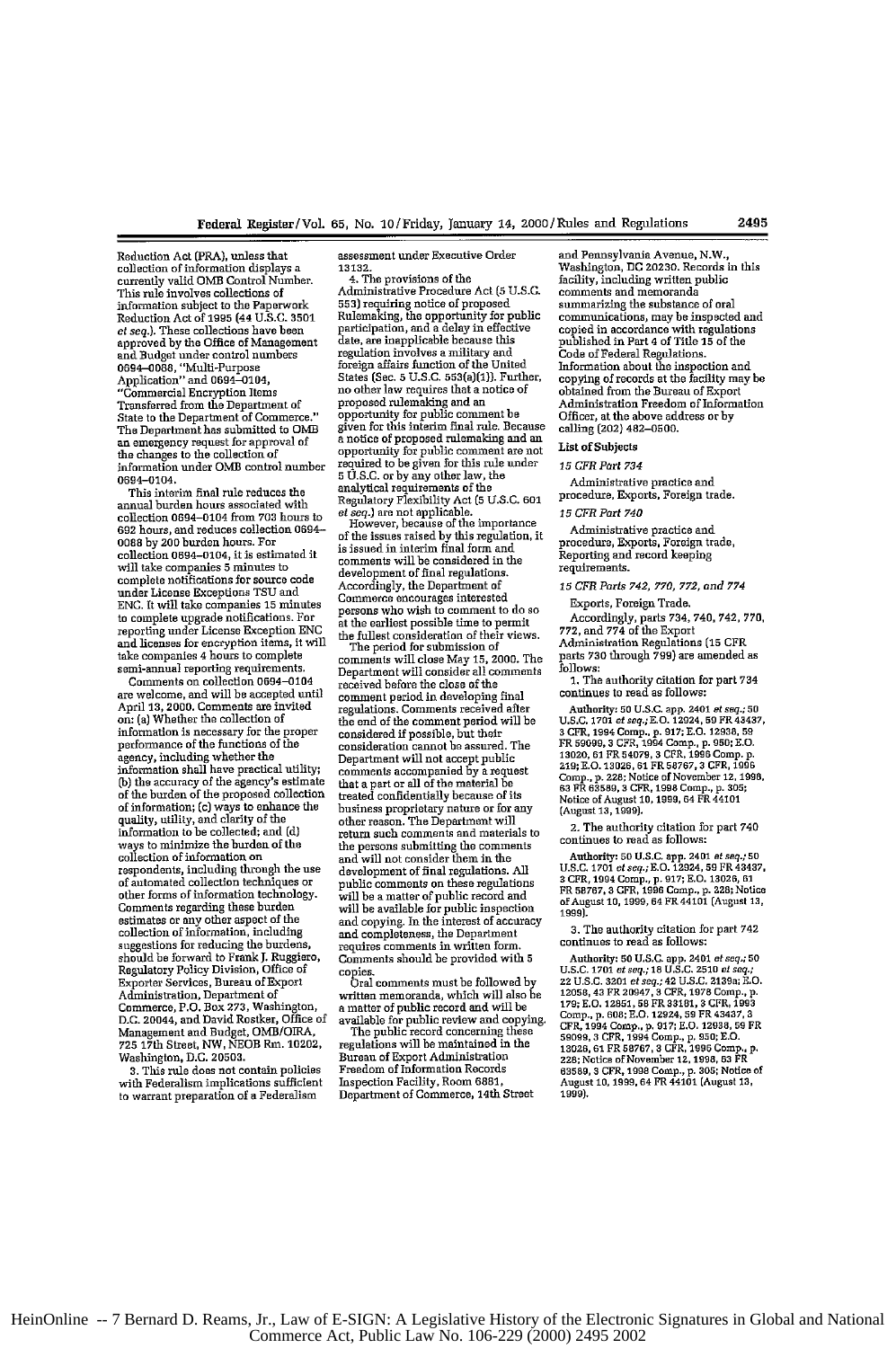Reduction Act (PRA), unless that collection of information displays a currently valid OMB Control Number. This rule involves collections of information subject to the Paperwork Reduction Act of 1995 (44 U.S.C. 3501 *et seq.*). These collections have been approved by the Office of Management and Budget under control numbers 0694–0088, "Multi-Purpose Application" and 0694–0104, "Commercial Encryption Items Transferred from the Department of State to the Department of Commerce." The Department has submitted to OMB an emergency request for approval of the changes to the collection of information under OMB control number 0694–0104.

This interim final rule reduces the annual burden hours associated with collection 0694–0104 from 703 hours to 692 hours, and reduces collection 0694–0088 by 200 burden hours. For collection 0694–0104, it is estimated it will take companies 5 minutes to complete notifications for source code under License Exceptions TSU and ENC. It will take companies 15 minutes to complete upgrade notifications. For reporting under License Exception ENC and licenses for encryption items, it will take companies 4 hours to complete semi-annual reporting requirements.

Comments on collection 0694–0104 are welcome, and will be accepted until April 13, 2000. Comments are invited on: (a) Whether the collection of information is necessary for the proper performance of the functions of the agency, including whether the information shall have practical utility; (b) the accuracy of the agency's estimate of the burden of the proposed collection of information; (c) ways to enhance the quality, utility, and clarity of the information to be collected; and (d) ways to minimize the burden of the collection of information on respondents, including through the use of automated collection techniques or other forms of information technology. Comments regarding these burden estimates or any other aspect of the collection of information, including suggestions for reducing the burdens, should be forward to Frank J. Ruggiero, Regulatory Policy Division, Office of Exporter Services, Bureau of Export Administration, Department of Commerce, P.O. Box 273, Washington, D.C. 20044, and David Rostker, Office of Management and Budget, OMB/OIRA, 725 17th Street, NW, NEOB Rm. 10202, Washington, D.C. 20503.

3. This rule does not contain policies with Federalism implications sufficient to warrant preparation of a Federalism assessment under Executive Order 13132.

4. The provisions of the Administrative Procedure Act (5 U.S.C. 553) requiring notice of proposed Rulemaking, the opportunity for public participation, and a delay in effective date, are inapplicable because this regulation involves a military and foreign affairs function of the United States (Sec. 5 U.S.C. 553(a)(1)). Further, no other law requires that a notice of proposed rulemaking and an opportunity for public comment be given for this interim final rule. Because a notice of proposed rulemaking and an opportunity for public comment are not required to be given for this rule under 5 U.S.C. or by any other law, the analytical requirements of the Regulatory Flexibility Act (5 U.S.C. 601 *et seq.*) are not applicable.

However, because of the importance of the issues raised by this regulation, it is issued in interim final form and comments will be considered in the development of final regulations. Accordingly, the Department of Commerce encourages interested persons who wish to comment to do so at the earliest possible time to permit the fullest consideration of their views.

The period for submission of comments will close May 15, 2000. The Department will consider all comments received before the close of the comment period in developing final regulations. Comments received after the end of the comment period will be considered if possible, but their consideration cannot be assured. The Department will not accept public comments accompanied by a request that a part or all of the material be treated confidentially because of its business proprietary nature or for any other reason. The Department will return such comments and materials to the persons submitting the comments and will not consider them in the development of final regulations. All public comments on these regulations will be a matter of public record and will be available for public inspection and copying. In the interest of accuracy and completeness, the Department requires comments in written form. Comments should be provided with 5 copies.

Oral comments must be followed by written memoranda, which will also be a matter of public record and will be available for public review and copying.

The public record concerning these regulations will be maintained in the Bureau of Export Administration Freedom of Information Records Inspection Facility, Room 6881, Department of Commerce, 14th Street and Pennsylvania Avenue, N.W., Washington, DC 20230. Records in this facility, including written public comments and memoranda summarizing the substance of oral communications, may be inspected and copied in accordance with regulations published in Part 4 of Title 15 of the Code of Federal Regulations. Information about the inspection and copying of records at the facility may be obtained from the Bureau of Export Administration Freedom of Information Officer, at the above address or by calling (202) 482–0500.

## List of Subjects

*15 CFR Part 734*

Administrative practice and procedure, Exports, Foreign trade.

*15 CFR Part 740*

Administrative practice and procedure, Exports, Foreign trade, Reporting and record keeping requirements.

*15 CFR Parts 742, 770, 772, and 774*

Exports, Foreign Trade.

Accordingly, parts 734, 740, 742, 770, 772, and 774 of the Export Administration Regulations (15 CFR parts 730 through 799) are amended as follows:

1. The authority citation for part 734 continues to read as follows:

**Authority:** 50 U.S.C. app. 2401 *et seq.*; 50 U.S.C. 1701 *et seq.*; E.O. 12924, 59 FR 43437, 3 CFR, 1994 Comp., p. 917; E.O. 12938, 59 FR 59099, 3 CFR, 1994 Comp., p. 950; E.O. 13020, 61 FR 54079, 3 CFR, 1996 Comp., p. 219; E.O. 13026, 61 FR 58767, 3 CFR, 1996 Comp., p. 228; Notice of November 12, 1998, 63 FR 63589, 3 CFR, 1998 Comp., p. 305; Notice of August 10, 1999, 64 FR 44101 (August 13, 1999).

2. The authority citation for part 740 continues to read as follows:

**Authority:** 50 U.S.C. app. 2401 *et seq.*; 50 U.S.C. 1701 *et seq.*; E.O. 12924, 59 FR 43437, 3 CFR, 1994 Comp., p. 917; E.O. 13026, 61 FR 58767, 3 CFR, 1996 Comp., p. 228; Notice of August 10, 1999, 64 FR 44101 (August 13, 1999).

3. The authority citation for part 742 continues to read as follows:

**Authority:** 50 U.S.C. app. 2401 *et seq.*; 50 U.S.C. 1701 *et seq.*; 18 U.S.C. 2510 *et seq.*; 22 U.S.C. 3201 *et seq.*; 42 U.S.C. 2139a; E.O. 12058, 43 FR 20947, 3 CFR, 1978 Comp., p. 179; E.O. 12851, 58 FR 33181, 3 CFR, 1993 Comp., p. 608; E.O. 12924, 59 FR 43437, 3 CFR, 1994 Comp., p. 917; E.O. 12938, 59 FR 59099, 3 CFR, 1994 Comp., p. 950; E.O. 13026, 61 FR 58767, 3 CFR, 1996 Comp., p. 228; Notice of November 12, 1998, 63 FR 63589, 3 CFR, 1998 Comp., p. 305; Notice of August 10, 1999, 64 FR 44101 (August 13, 1999).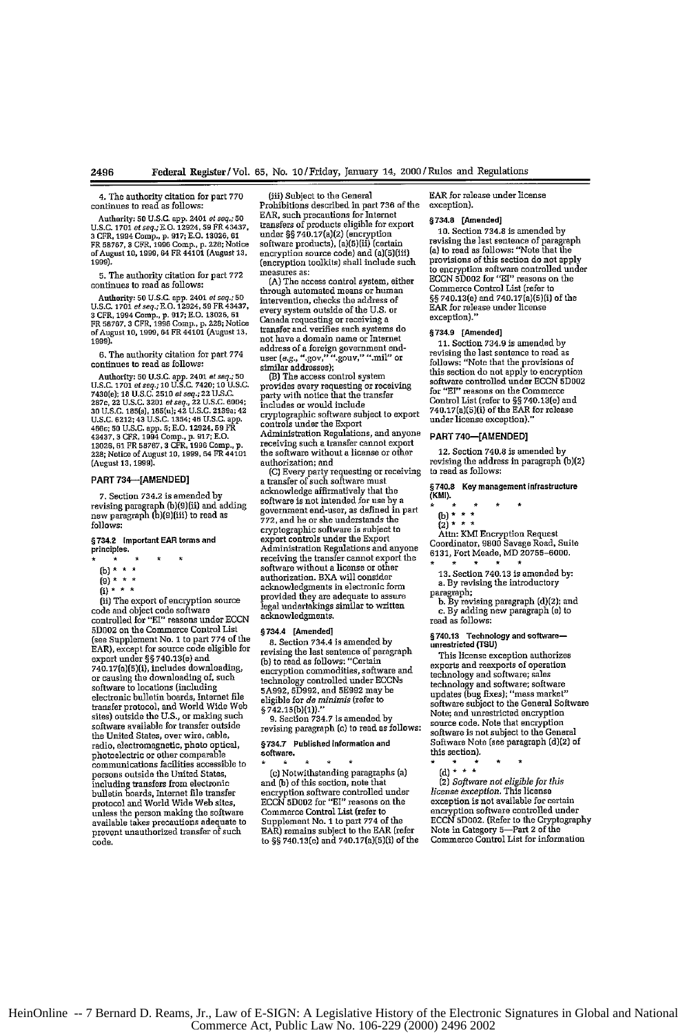4. The authority citation for part 770 continues to read as follows:

Authority: 50 U.S.C. app. 2401 *et seq.*; 50 U.S.C. 1701 *et seq.*; E.O. 12924, 59 FR 43437, 3 CFR, 1994 Comp., p. 917; E.O. 13026, 61 FR 58767, 3 CFR, 1996 Comp., p. 228; Notice of August 10, 1999, 64 FR 44101 (August 13, 1999).

5. The authority citation for part 772 continues to read as follows:

Authority: 50 U.S.C. app. 2401 *et seq.*; 50 U.S.C. 1701 *et seq.*; E.O. 12924, 59 FR 43437, 3 CFR, 1994 Comp., p. 917; E.O. 13026, 61 FR 58767, 3 CFR, 1996 Comp., p. 228; Notice of August 10, 1999, 64 FR 44101 (August 13, 1999).

6. The authority citation for part 774 continues to read as follows:

Authority: 50 U.S.C. app. 2401 *et seq.*; 50 U.S.C. 1701 *et seq.*; 10 U.S.C. 7420; 10 U.S.C. 7430(e); 18 U.S.C. 2510 *et seq.*; 22 U.S.C. 287c, 22 U.S.C. 3201 *et seq.*, 22 U.S.C. 6004; 30 U.S.C. 185(s), 185(u); 42 U.S.C. 2139a; 42 U.S.C. 6212; 43 U.S.C. 1354; 46 U.S.C. app. 466c; 50 U.S.C. app. 5; E.O. 12924, 59 FR 43437, 3 CFR, 1994 Comp., p. 917; E.O. 13026, 61 FR 58767, 3 CFR, 1996 Comp., p. 228; Notice of August 10, 1999, 64 FR 44101 (August 13, 1999).

## PART 734—[AMENDED]

7. Section 734.2 is amended by revising paragraph (b)(9)(ii) and adding new paragraph (b)(9)(iii) to read as follows:

### § 734.2 Important EAR terms and principles.

\* \* \* \* \*

(b) \* \* \*

(9) \* \* \*

(i) \* \* \*

(ii) The export of encryption source code and object code software controlled for "EI" reasons under ECCN 5D002 on the Commerce Control List (see Supplement No. 1 to part 774 of the EAR), except for source code eligible for export under §§ 740.13(e) and 740.17(a)(5)(i), includes downloading, or causing the downloading of, such software to locations (including electronic bulletin boards, Internet file transfer protocol, and World Wide Web sites) outside the U.S., or making such software available for transfer outside the United States, over wire, cable, radio, electromagnetic, photo optical, photoelectric or other comparable communications facilities accessible to persons outside the United States, including transfers from electronic bulletin boards, Internet file transfer protocol and World Wide Web sites, unless the person making the software available takes precautions adequate to prevent unauthorized transfer of such code.

(iii) Subject to the General Prohibitions described in part 736 of the EAR, such precautions for Internet transfers of products eligible for export under §§ 740.17(a)(2) (encryption software products), (a)(5)(ii) (certain encryption source code) and (a)(5)(iii) (encryption toolkits) shall include such measures as:

(A) The access control system, either through automated means or human intervention, checks the address of every system outside of the U.S. or Canada requesting or receiving a transfer and verifies such systems do not have a domain name or Internet address of a foreign government end-user (*e.g.*, ".gov," ".gouv," ".mil" or similar addresses);

(B) The access control system provides every party requesting or receiving a transfer with notice that the transfer includes or would include cryptographic software subject to export controls under the Export Administration Regulations, and anyone receiving such a transfer cannot export the software without a license or other authorization; and

(C) Every party requesting or receiving a transfer of such software must acknowledge affirmatively that the software is not intended for use by a government end-user, as defined in part 772, and he or she understands the cryptographic software is subject to export controls under the Export Administration Regulations and anyone receiving the transfer cannot export the software without a license or other authorization. BXA will consider acknowledgments in electronic form provided they are adequate to assure legal undertakings similar to written acknowledgments.

### § 734.4 [Amended]

8. Section 734.4 is amended by revising the last sentence of paragraph (b) to read as follows: "Certain encryption commodities, software and technology controlled under ECCNs 5A992, 5D992, and 5E992 may be eligible for *de minimis* (refer to § 742.15(b)(1))."

9. Section 734.7 is amended by revising paragraph (c) to read as follows:

### § 734.7 Published information and software.

\* \* \* \* \*

(c) Notwithstanding paragraphs (a) and (b) of this section, note that encryption software controlled under ECCN 5D002 for "EI" reasons on the Commerce Control List (refer to Supplement No. 1 to part 774 of the EAR) remains subject to the EAR (refer to §§ 740.13(e) and 740.17(a)(5)(i) of the EAR for release under license exception).

### § 734.8 [Amended]

10. Section 734.8 is amended by revising the last sentence of paragraph (a) to read as follows: "Note that the provisions of this section do not apply to encryption software controlled under ECCN 5D002 for "EI" reasons on the Commerce Control List (refer to §§ 740.13(e) and 740.17(a)(5)(i) of the EAR for release under license exception)."

### § 734.9 [Amended]

11. Section 734.9 is amended by revising the last sentence to read as follows: "Note that the provisions of this section do not apply to encryption software controlled under ECCN 5D002 for "EI" reasons on the Commerce Control List (refer to §§ 740.13(e) and 740.17(a)(5)(i) of the EAR for release under license exception)."

## PART 740—[AMENDED]

12. Section 740.8 is amended by revising the address in paragraph (b)(2) to read as follows:

### § 740.8 Key management infrastructure (KMI).

\* \* \* \* \*

(b) \* \* \*

(2) \* \* \*

Attn: KMI Encryption Request Coordinator, 9800 Savage Road, Suite 6131, Fort Meade, MD 20755–6000.

\* \* \* \* \*

13. Section 740.13 is amended by:

a. By revising the introductory paragraph;

b. By revising paragraph (d)(2); and

c. By adding new paragraph (e) to read as follows:

### § 740.13 Technology and software—unrestricted (TSU)

This license exception authorizes exports and reexports of operation technology and software; sales technology and software; software updates (bug fixes); "mass market" software subject to the General Software Note; and unrestricted encryption source code. Note that encryption software is not subject to the General Software Note (see paragraph (d)(2) of this section).

\* \* \* \* \*

(d) \* \* \*

(2) *Software not eligible for this license exception.* This license exception is not available for certain encryption software controlled under ECCN 5D002. (Refer to the Cryptography Note in Category 5—Part 2 of the Commerce Control List for information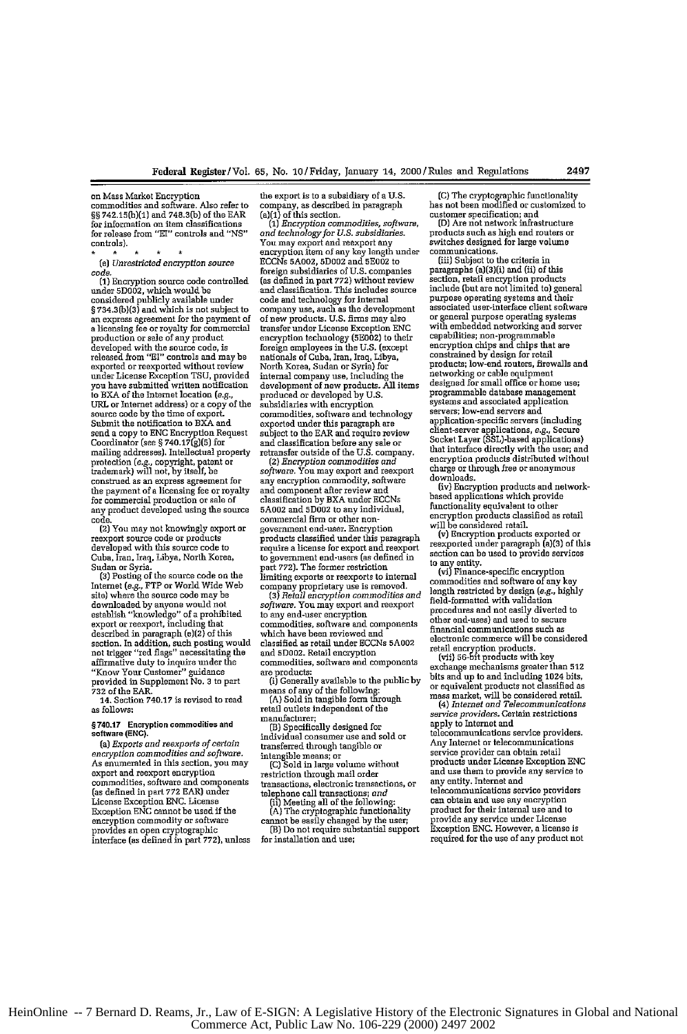on Mass Market Encryption commodities and software. Also refer to §§ 742.15(b)(1) and 748.3(b) of the EAR for information on item classifications for release from "EI" controls and "NS" controls).

\* \* \* \* \*

(e) *Unrestricted encryption source code.*

(1) Encryption source code controlled under 5D002, which would be considered publicly available under § 734.3(b)(3) and which is not subject to an express agreement for the payment of a licensing fee or royalty for commercial production or sale of any product developed with the source code, is released from "EI" controls and may be exported or reexported without review under License Exception TSU, provided you have submitted written notification to BXA of the Internet location (*e.g.*, URL or Internet address) or a copy of the source code by the time of export. Submit the notification to BXA and send a copy to ENC Encryption Request Coordinator (see § 740.17(g)(5) for mailing addresses). Intellectual property protection (*e.g.*, copyright, patent or trademark) will not, by itself, be construed as an express agreement for the payment of a licensing fee or royalty for commercial production or sale of any product developed using the source code.

(2) You may not knowingly export or reexport source code or products developed with this source code to Cuba, Iran, Iraq, Libya, North Korea, Sudan or Syria.

(3) Posting of the source code on the Internet (*e.g.*, FTP or World Wide Web site) where the source code may be downloaded by anyone would not establish "knowledge" of a prohibited export or reexport, including that described in paragraph (e)(2) of this section. In addition, such posting would not trigger "red flags" necessitating the affirmative duty to inquire under the "Know Your Customer" guidance provided in Supplement No. 3 to part 732 of the EAR.

14. Section 740.17 is revised to read as follows:

## § 740.17 Encryption commodities and software (ENC).

(a) *Exports and reexports of certain encryption commodities and software.* As enumerated in this section, you may export and reexport encryption commodities, software and components (as defined in part 772 EAR) under License Exception ENC. License Exception ENC cannot be used if the encryption commodity or software provides an open cryptographic interface (as defined in part 772), unless the export is to a subsidiary of a U.S. company, as described in paragraph (a)(1) of this section.

(1) *Encryption commodities, software, and technology for U.S. subsidiaries.* You may export and reexport any encryption item of any key length under ECCNs 5A002, 5D002 and 5E002 to foreign subsidiaries of U.S. companies (as defined in part 772) without review and classification. This includes source code and technology for internal company use, such as the development of new products. U.S. firms may also transfer under License Exception ENC encryption technology (5E002) to their foreign employees in the U.S. (except nationals of Cuba, Iran, Iraq, Libya, North Korea, Sudan or Syria) for internal company use, including the development of new products. All items produced or developed by U.S. subsidiaries with encryption commodities, software and technology exported under this paragraph are subject to the EAR and require review and classification before any sale or retransfer outside of the U.S. company.

(2) *Encryption commodities and software.* You may export and reexport any encryption commodity, software and component after review and classification by BXA under ECCNs 5A002 and 5D002 to any individual, commercial firm or other non-government end-user. Encryption products classified under this paragraph require a license for export and reexport to government end-users (as defined in part 772). The former restriction limiting exports or reexports to internal company proprietary use is removed.

(3) *Retail encryption commodities and software.* You may export and reexport to any end-user encryption commodities, software and components which have been reviewed and classified as retail under ECCNs 5A002 and 5D002. Retail encryption commodities, software and components are products:

(i) Generally available to the public by means of any of the following:

(A) Sold in tangible form through retail outlets independent of the manufacturer;

(B) Specifically designed for individual consumer use and sold or transferred through tangible or intangible means; or

(C) Sold in large volume without restriction through mail order transactions, electronic transactions, or telephone call transactions; *and*

(ii) Meeting all of the following:

(A) The cryptographic functionality cannot be easily changed by the user;

(B) Do not require substantial support for installation and use;

(C) The cryptographic functionality has not been modified or customized to customer specification; and

(D) Are not network infrastructure products such as high end routers or switches designed for large volume communications.

(iii) Subject to the criteria in paragraphs (a)(3)(i) and (ii) of this section, retail encryption products include (but are not limited to) general purpose operating systems and their associated user-interface client software or general purpose operating systems with embedded networking and server capabilities; non-programmable encryption chips and chips that are constrained by design for retail products; low-end routers, firewalls and networking or cable equipment designed for small office or home use; programmable database management systems and associated application servers; low-end servers and application-specific servers (including client-server applications, *e.g.*, Secure Socket Layer (SSL)-based applications) that interface directly with the user; and encryption products distributed without charge or through free or anonymous downloads.

(iv) Encryption products and network-based applications which provide functionality equivalent to other encryption products classified as retail will be considered retail.

(v) Encryption products exported or reexported under paragraph (a)(3) of this section can be used to provide services to any entity.

(vi) Finance-specific encryption commodities and software of any key length restricted by design (*e.g.*, highly field-formatted with validation procedures and not easily diverted to other end-uses) and used to secure financial communications such as electronic commerce will be considered retail encryption products.

(vii) 56-bit products with key exchange mechanisms greater than 512 bits and up to and including 1024 bits, or equivalent products not classified as mass market, will be considered retail.

(4) *Internet and Telecommunications service providers.* Certain restrictions apply to Internet and telecommunications service providers. Any Internet or telecommunications service provider can obtain retail products under License Exception ENC and use them to provide any service to any entity. Internet and telecommunications service providers can obtain and use any encryption product for their internal use and to provide any service under License Exception ENC. However, a license is required for the use of any product not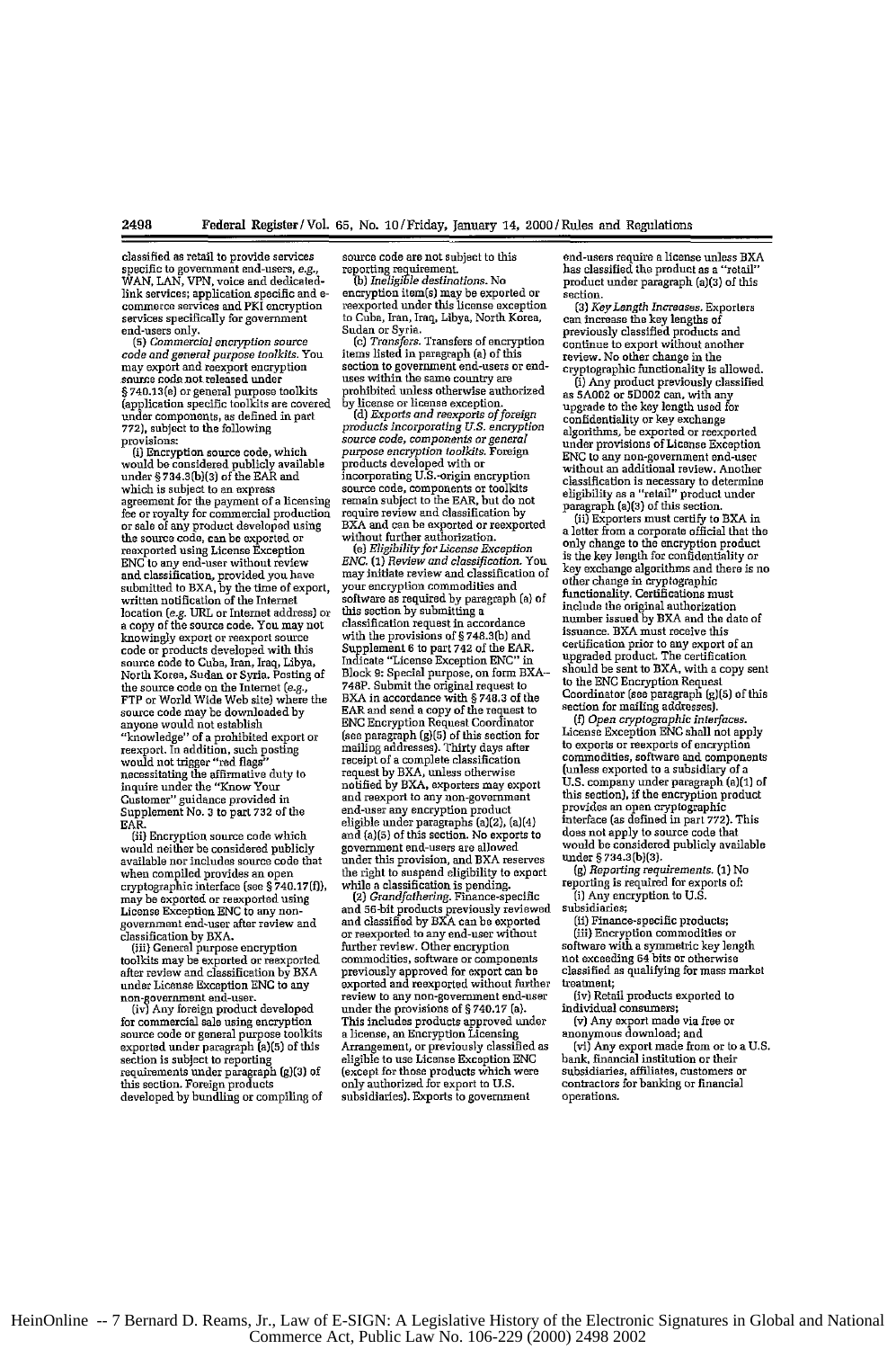classified as retail to provide services specific to government end-users, *e.g.*, WAN, LAN, VPN, voice and dedicated-link services; application specific and e-commerce services and PKI encryption services specifically for government end-users only.

(5) *Commercial encryption source code and general purpose toolkits.* You may export and reexport encryption source code not released under § 740.13(e) or general purpose toolkits (application specific toolkits are covered under components, as defined in part 772), subject to the following provisions:

(i) Encryption source code, which would be considered publicly available under § 734.3(b)(3) of the EAR and which is subject to an express agreement for the payment of a licensing fee or royalty for commercial production or sale of any product developed using the source code, can be exported or reexported using License Exception ENC to any end-user without review and classification, provided you have submitted to BXA, by the time of export, written notification of the Internet location (*e.g.* URL or Internet address) or a copy of the source code. You may not knowingly export or reexport source code or products developed with this source code to Cuba, Iran, Iraq, Libya, North Korea, Sudan or Syria. Posting of the source code on the Internet (*e.g.*, FTP or World Wide Web site) where the source code may be downloaded by anyone would not establish "knowledge" of a prohibited export or reexport. In addition, such posting would not trigger "red flags" necessitating the affirmative duty to inquire under the "Know Your Customer" guidance provided in Supplement No. 3 to part 732 of the EAR.

(ii) Encryption source code which would neither be considered publicly available nor includes source code that when compiled provides an open cryptographic interface (see § 740.17(f)), may be exported or reexported using License Exception ENC to any non-government end-user after review and classification by BXA.

(iii) General purpose encryption toolkits may be exported or reexported after review and classification by BXA under License Exception ENC to any non-government end-user.

(iv) Any foreign product developed for commercial sale using encryption source code or general purpose toolkits exported under paragraph (a)(5) of this section is subject to reporting requirements under paragraph (g)(3) of this section. Foreign products developed by bundling or compiling of source code are not subject to this reporting requirement.

(b) *Ineligible destinations.* No encryption item(s) may be exported or reexported under this license exception to Cuba, Iran, Iraq, Libya, North Korea, Sudan or Syria.

(c) *Transfers.* Transfers of encryption items listed in paragraph (a) of this section to government end-users or end-uses within the same country are prohibited unless otherwise authorized by license or license exception.

(d) *Exports and reexports of foreign products incorporating U.S. encryption source code, components or general purpose encryption toolkits.* Foreign products developed with or incorporating U.S.-origin encryption source code, components or toolkits remain subject to the EAR, but do not require review and classification by BXA and can be exported or reexported without further authorization.

(e) *Eligibility for License Exception ENC.* (1) *Review and classification.* You may initiate review and classification of your encryption commodities and software as required by paragraph (a) of this section by submitting a classification request in accordance with the provisions of § 748.3(b) and Supplement 6 to part 742 of the EAR. Indicate "License Exception ENC" in Block 9: Special purpose, on form BXA-748P. Submit the original request to BXA in accordance with § 748.3 of the EAR and send a copy of the request to ENC Encryption Request Coordinator (see paragraph (g)(5) of this section for mailing addresses). Thirty days after receipt of a complete classification request by BXA, unless otherwise notified by BXA, exporters may export and reexport to any non-government end-user any encryption product eligible under paragraphs (a)(2), (a)(4) and (a)(5) of this section. No exports to government end-users are allowed under this provision, and BXA reserves the right to suspend eligibility to export while a classification is pending.

(2) *Grandfathering.* Finance-specific and 56-bit products previously reviewed and classified by BXA can be exported or reexported to any end-user without further review. Other encryption commodities, software or components previously approved for export can be exported and reexported without further review to any non-government end-user under the provisions of § 740.17 (a). This includes products approved under a license, an Encryption Licensing Arrangement, or previously classified as eligible to use License Exception ENC (except for those products which were only authorized for export to U.S. subsidiaries). Exports to government end-users require a license unless BXA has classified the product as a "retail" product under paragraph (a)(3) of this section.

(3) *Key Length Increases.* Exporters can increase the key lengths of previously classified products and continue to export without another review. No other change in the cryptographic functionality is allowed.

(i) Any product previously classified as 5A002 or 5D002 can, with any upgrade to the key length used for confidentiality or key exchange algorithms, be exported or reexported under provisions of License Exception ENC to any non-government end-user without an additional review. Another classification is necessary to determine eligibility as a "retail" product under paragraph (a)(3) of this section.

(ii) Exporters must certify to BXA in a letter from a corporate official that the only change to the encryption product is the key length for confidentiality or key exchange algorithms and there is no other change in cryptographic functionality. Certifications must include the original authorization number issued by BXA and the date of issuance. BXA must receive this certification prior to any export of an upgraded product. The certification should be sent to BXA, with a copy sent to the ENC Encryption Request Coordinator (see paragraph (g)(5) of this section for mailing addresses).

(f) *Open cryptographic interfaces.* License Exception ENC shall not apply to exports or reexports of encryption commodities, software and components (unless exported to a subsidiary of a U.S. company under paragraph (a)(1) of this section), if the encryption product provides an open cryptographic interface (as defined in part 772). This does not apply to source code that would be considered publicly available under § 734.3(b)(3).

(g) *Reporting requirements.* (1) No reporting is required for exports of:

(i) Any encryption to U.S. subsidiaries;

(ii) Finance-specific products;

(iii) Encryption commodities or software with a symmetric key length not exceeding 64 bits or otherwise classified as qualifying for mass market treatment;

(iv) Retail products exported to individual consumers;

(v) Any export made via free or anonymous download; and

(vi) Any export made from or to a U.S. bank, financial institution or their subsidiaries, affiliates, customers or contractors for banking or financial operations.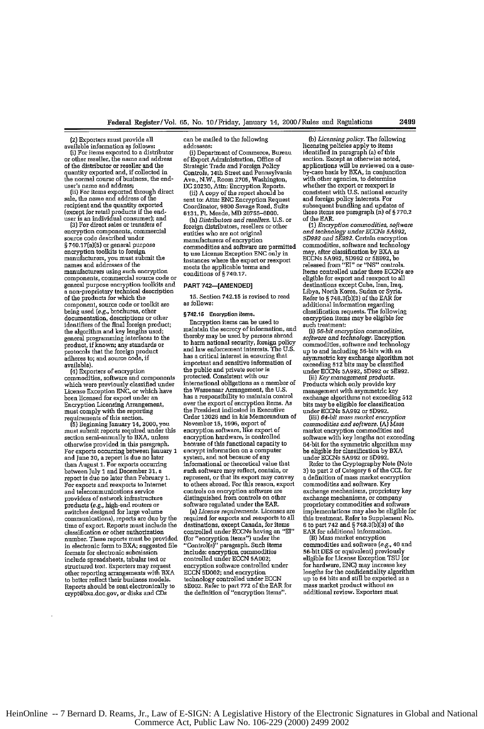(2) Exporters must provide all available information as follows:

(i) For items exported to a distributor or other reseller, the name and address of the distributor or reseller and the quantity exported and, if collected in the normal course of business, the end-user's name and address;

(ii) For items exported through direct sale, the name and address of the recipient and the quantity exported (except for retail products if the end-user is an individual consumer); and

(3) For direct sales or transfers of encryption components, commercial source code described under § 740.17(a)(5) or general purpose encryption toolkits to foreign manufacturers, you must submit the names and addresses of the manufacturers using such encryption components, commercial source code or general purpose encryption toolkits and a non-proprietary technical description of the products for which the component, source code or toolkit are being used (*e.g.*, brochures, other documentation, descriptions or other identifiers of the final foreign product; the algorithm and key lengths used; general programming interfaces to the product, if known; any standards or protocols that the foreign product adheres to; and source code, if available).

(4) Exporters of encryption commodities, software and components which were previously classified under License Exception ENC, or which have been licensed for export under an Encryption Licensing Arrangement, must comply with the reporting requirements of this section.

(5) Beginning January 14, 2000, you must submit reports required under this section semi-annually to BXA, unless otherwise provided in this paragraph. For exports occurring between January 1 and June 30, a report is due no later than August 1. For exports occurring between July 1 and December 31, a report is due no later than February 1. For exports and reexports to Internet and telecommunications service providers of network infrastructure products (*e.g.*, high-end routers or switches designed for large volume communications), reports are due by the time of export. Reports must include the classification or other authorization number. These reports must be provided in electronic form to BXA; suggested file formats for electronic submission include spreadsheets, tabular text or structured text. Exporters may request other reporting arrangements with BXA to better reflect their business models. Reports should be sent electronically to crypt@bxa.doc.gov, or disks and CDs can be mailed to the following addresses:

(i) Department of Commerce, Bureau of Export Administration, Office of Strategic Trade and Foreign Policy Controls, 14th Street and Pennsylvania Ave., N.W., Room 2705, Washington, DC 20230, Attn: Encryption Reports.

(ii) A copy of the report should be sent to: Attn: ENC Encryption Request Coordinator, 9800 Savage Road, Suite 6131, Ft. Meade, MD 20755–6000.

(h) *Distributors and resellers.* U.S. or foreign distributors, resellers or other entities who are not original manufacturers of encryption commodities and software are permitted to use License Exception ENC only in instances where the export or reexport meets the applicable terms and conditions of § 740.17.

## PART 742—[AMENDED]

15. Section 742.15 is revised to read as follows:

### § 742.15 Encryption items.

Encryption items can be used to maintain the secrecy of information, and thereby may be used by persons abroad to harm national security, foreign policy and law enforcement interests. The U.S. has a critical interest in ensuring that important and sensitive information of the public and private sector is protected. Consistent with our international obligations as a member of the Wassenaar Arrangement, the U.S. has a responsibility to maintain control over the export of encryption items. As the President indicated in Executive Order 13026 and in his Memorandum of November 15, 1996, export of encryption software, like export of encryption hardware, is controlled because of this functional capacity to encrypt information on a computer system, and not because of any informational or theoretical value that such software may reflect, contain, or represent, or that its export may convey to others abroad. For this reason, export controls on encryption software are distinguished from controls on other software regulated under the EAR.

(a) *License requirements.* Licenses are required for exports and reexports to all destinations, except Canada, for items controlled under ECCNs having an "EI" (for "encryption items") under the "Control(s)" paragraph. Such items include: encryption commodities controlled under ECCN 5A002; encryption software controlled under ECCN 5D002; and encryption technology controlled under ECCN 5E002. Refer to part 772 of the EAR for the definition of "encryption items".

(b) *Licensing policy.* The following licensing policies apply to items identified in paragraph (a) of this section. Except as otherwise noted, applications will be reviewed on a case-by-case basis by BXA, in conjunction with other agencies, to determine whether the export or reexport is consistent with U.S. national security and foreign policy interests. For subsequent bundling and updates of these items see paragraph (n) of § 770.2 of the EAR.

(1) *Encryption commodities, software and technology under ECCNs 5A992, 5D992 and 5E992.* Certain encryption commodities, software and technology may, after classification by BXA as ECCNs 5A992, 5D992 or 5E992, be released from "EI" or "NS" controls. Items controlled under these ECCNs are eligible for export and reexport to all destinations except Cuba, Iran, Iraq, Libya, North Korea, Sudan or Syria. Refer to § 748.3(b)(3) of the EAR for additional information regarding classification requests. The following encryption items may be eligible for such treatment:

(i) *56-bit encryption commodities, software and technology.* Encryption commodities, software and technology up to and including 56-bits with an asymmetric key exchange algorithm not exceeding 512 bits may be classified under ECCNs 5A992, 5D992 or 5E992.

(ii) *Key management products.* Products which only provide key management with asymmetric key exchange algorithms not exceeding 512 bits may be eligible for classification under ECCN 5D992.

(iii) *64-bit mass market encryption commodities and software.* (A) Mass market encryption commodities and software with key lengths not exceeding 64-bit for the symmetric algorithm may be eligible for classification by BXA under ECCNs 5A992 or 5D992.

Refer to the Cryptography Note (Note 3) to part 2 of Category 5 of the CCL for a definition of mass market encryption commodities and software. Key exchange mechanisms, proprietary key exchange mechanisms, or company proprietary commodities and software implementations may also be eligible for this treatment. Refer to Supplement No. 6 to part 742 and § 748.3(b)(3) of the EAR for additional information.

(B) Mass market encryption commodities and software (*e.g.*, 40 and 56-bit DES or equivalent) previously eligible for License Exception TSU (or for hardware, ENC) may increase key lengths for the confidentiality algorithm up to 64 bits and still be exported as a mass market product without an additional review. Exporters must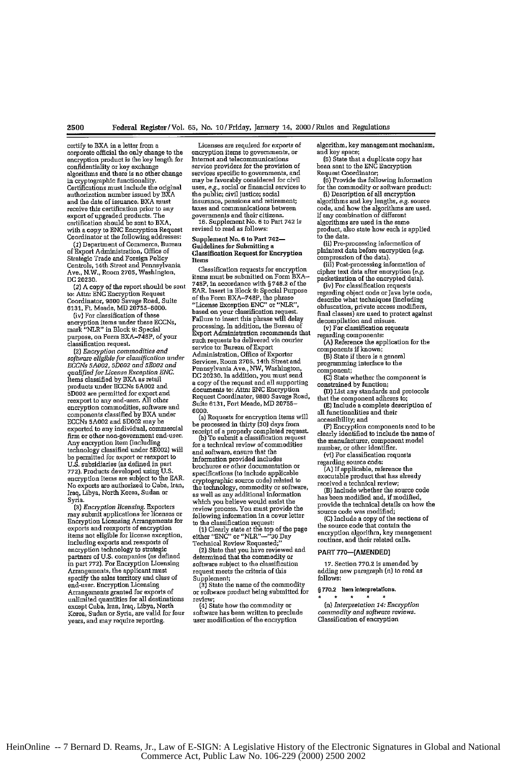certify to BXA in a letter from a corporate official the only change to the encryption product is the key length for confidentiality or key exchange algorithms and there is no other change in cryptographic functionality. Certifications must include the original authorization number issued by BXA and the date of issuance. BXA must receive this certification prior to any export of upgraded products. The certification should be sent to BXA, with a copy to ENC Encryption Request Coordinator at the following addresses:

(*1*) Department of Commerce, Bureau of Export Administration, Office of Strategic Trade and Foreign Policy Controls, 14th Street and Pennsylvania Ave., N.W., Room 2705, Washington, DC 20230.

(*2*) A copy of the report should be sent to: Attn: ENC Encryption Request Coordinator, 9800 Savage Road, Suite 6131, Ft. Meade, MD 20755–6000.

(iv) For classification of these encryption items under these ECCNs, mark "NLR" in Block 9: Special purpose, on Form BXA–748P, of your classification request.

(2) *Encryption commodities and software eligible for classification under ECCNs 5A002, 5D002 and 5E002 and qualified for License Exception ENC.* Items classified by BXA as retail products under ECCNs 5A002 and 5D002 are permitted for export and reexport to any end-user. All other encryption commodities, software and components classified by BXA under ECCNs 5A002 and 5D002 may be exported to any individual, commercial firm or other non-government end-user. Any encryption item (including technology classified under 5E002) will be permitted for export or reexport to U.S. subsidiaries (as defined in part 772). Products developed using U.S. encryption items are subject to the EAR. No exports are authorized to Cuba, Iran, Iraq, Libya, North Korea, Sudan or Syria.

(3) *Encryption licensing.* Exporters may submit applications for licenses or Encryption Licensing Arrangements for exports and reexports of encryption items not eligible for license exception, including exports and reexports of encryption technology to strategic partners of U.S. companies (as defined in part 772). For Encryption Licensing Arrangements, the applicant must specify the sales territory and class of end-user. Encryption Licensing Arrangements granted for exports of unlimited quantities for all destinations except Cuba, Iran, Iraq, Libya, North Korea, Sudan or Syria, are valid for four years, and may require reporting.

Licenses are required for exports of encryption items to governments, or Internet and telecommunications service providers for the provision of services specific to governments, and may be favorably considered for civil uses, *e.g.*, social or financial services to the public; civil justice; social insurance, pensions and retirement; taxes and communications between governments and their citizens.

16. Supplement No. 6 to Part 742 is revised to read as follows:

## Supplement No. 6 to Part 742—Guidelines for Submitting a Classification Request for Encryption Items

Classification requests for encryption items must be submitted on Form BXA–748P, in accordance with §748.3 of the EAR. Insert in Block 9: Special Purpose of the Form BXA–748P, the phrase "License Exception ENC" or "NLR", based on your classification request. Failure to insert this phrase will delay processing. In addition, the Bureau of Export Administration recommends that such requests be delivered via courier service to: Bureau of Export Administration, Office of Exporter Services, Room 2705, 14th Street and Pennsylvania Ave., NW, Washington, DC 20230. In addition, you must send a copy of the request and all supporting documents to: Attn: ENC Encryption Request Coordinator, 9800 Savage Road, Suite 6131, Fort Meade, MD 20755–6000.

(a) Requests for encryption items will be processed in thirty (30) days from receipt of a properly completed request.

(b) To submit a classification request for a technical review of commodities and software, ensure that the information provided includes brochures or other documentation or specifications (to include applicable cryptographic source code) related to the technology, commodity or software, as well as any additional information which you believe would assist the review process. You must provide the following information in a cover letter to the classification request:

(1) Clearly state at the top of the page either "ENC" or "NLR"—"30 Day Technical Review Requested;"

(2) State that you have reviewed and determined that the commodity or software subject to the classification request meets the criteria of this Supplement;

(3) State the name of the commodity or software product being submitted for review;

(4) State how the commodity or software has been written to preclude user modification of the encryption algorithm, key management mechanism, and key space;

(5) State that a duplicate copy has been sent to the ENC Encryption Request Coordinator;

(6) Provide the following information for the commodity or software product:

(i) Description of all encryption algorithms and key lengths, *e.g.* source code, and how the algorithms are used. If any combination of different algorithms are used in the same product, also state how each is applied to the data.

(ii) Pre-processing information of plaintext data before encryption (*e.g.* compression of the data).

(iii) Post-processing information of cipher text data after encryption (*e.g.* packetization of the encrypted data).

(iv) For classification requests regarding object code or Java byte code, describe what techniques (including obfuscation, private access modifiers, final classes) are used to protect against decompilation and misuse.

(v) For classification requests regarding components:

(A) Reference the application for the components if known;

(B) State if there is a general programming interface to the component;

(C) State whether the component is constrained by function;

(D) List any standards and protocols that the component adheres to;

(E) Include a complete description of all functionalities and their accessibility; and

(F) Encryption components need to be clearly identified to include the name of the manufacturer, component model number, or other identifier.

(vi) For classification requests regarding source code:

(A) If applicable, reference the executable product that has already received a technical review;

(B) Include whether the source code has been modified and, if modified, provide the technical details on how the source code was modified;

(C) Include a copy of the sections of the source code that contain the encryption algorithm, key management routines, and their related calls.

## PART 770—[AMENDED]

17. Section 770.2 is amended by adding new paragraph (n) to read as follows:

### §770.2 Item interpretations.

\* \* \* \* \*

(n) *Interpretation 14: Encryption commodity and software reviews.* Classification of encryption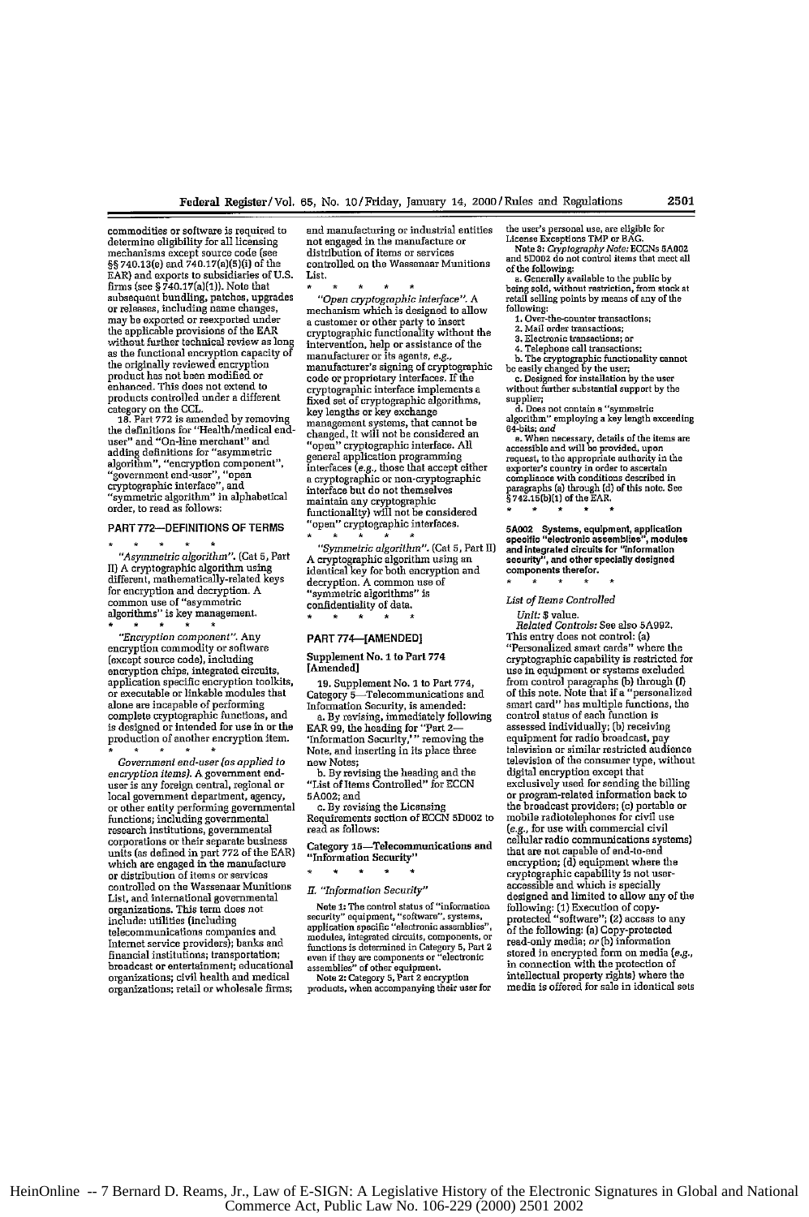commodities or software is required to determine eligibility for all licensing mechanisms except source code (see §§ 740.13(e) and 740.17(a)(5)(i) of the EAR) and exports to subsidiaries of U.S. firms (see § 740.17(a)(1)). Note that subsequent bundling, patches, upgrades or releases, including name changes, may be exported or reexported under the applicable provisions of the EAR without further technical review as long as the functional encryption capacity of the originally reviewed encryption product has not been modified or enhanced. This does not extend to products controlled under a different category on the CCL.

18. Part 772 is amended by removing the definitions for "Health/medical end-user" and "On-line merchant" and adding definitions for "asymmetric algorithm", "encryption component", "government end-user", "open cryptographic interface", and "symmetric algorithm" in alphabetical order, to read as follows:

## PART 772—DEFINITIONS OF TERMS

\* \* \* \* \*

*"Asymmetric algorithm".* (Cat 5, Part II) A cryptographic algorithm using different, mathematically-related keys for encryption and decryption. A common use of "asymmetric algorithms" is key management.

\* \* \* \* \*

*"Encryption component".* Any encryption commodity or software (except source code), including encryption chips, integrated circuits, application specific encryption toolkits, or executable or linkable modules that alone are incapable of performing complete cryptographic functions, and is designed or intended for use in or the production of another encryption item.

\* \* \* \* \*

*Government end-user (as applied to encryption items).* A government end-user is any foreign central, regional or local government department, agency, or other entity performing governmental functions; including governmental research institutions, governmental corporations or their separate business units (as defined in part 772 of the EAR) which are engaged in the manufacture or distribution of items or services controlled on the Wassenaar Munitions List, and international governmental organizations. This term does not include: utilities (including telecommunications companies and Internet service providers); banks and financial institutions; transportation; broadcast or entertainment; educational organizations; civil health and medical organizations; retail or wholesale firms; and manufacturing or industrial entities not engaged in the manufacture or distribution of items or services controlled on the Wassenaar Munitions List.

\* \* \* \* \*

*"Open cryptographic interface".* A mechanism which is designed to allow a customer or other party to insert cryptographic functionality without the intervention, help or assistance of the manufacturer or its agents, *e.g.*, manufacturer's signing of cryptographic code or proprietary interfaces. If the cryptographic interface implements a fixed set of cryptographic algorithms, key lengths or key exchange management systems, that cannot be changed, it will not be considered an "open" cryptographic interface. All general application programming interfaces (*e.g.*, those that accept either a cryptographic or non-cryptographic interface but do not themselves maintain any cryptographic functionality) will not be considered "open" cryptographic interfaces.

\* \* \* \* \*

*"Symmetric algorithm".* (Cat 5, Part II) A cryptographic algorithm using an identical key for both encryption and decryption. A common use of "symmetric algorithms" is confidentiality of data.

\* \* \* \* \*

## PART 774—[AMENDED]

### Supplement No. 1 to Part 774 [Amended]

19. Supplement No. 1 to Part 774, Category 5—Telecommunications and Information Security, is amended:

a. By revising, immediately following EAR 99, the heading for "Part 2—'Information Security,'" removing the Note, and inserting in its place three new Notes;

b. By revising the heading and the "List of Items Controlled" for ECCN 5A002; and

c. By revising the Licensing Requirements section of ECCN 5D002 to read as follows:

### Category 15—Telecommunications and "Information Security"

\* \* \* \* \*

### *II. "Information Security"*

Note 1: The control status of "information security" equipment, "software", systems, application specific "electronic assemblies", modules, integrated circuits, components, or functions is determined in Category 5, Part 2 even if they are components or "electronic assemblies" of other equipment.

Note 2: Category 5, Part 2 encryption products, when accompanying their user for the user's personal use, are eligible for License Exceptions TMP or BAG.

Note 3: *Cryptography Note:* ECCNs 5A002 and 5D002 do not control items that meet all of the following:

a. Generally available to the public by being sold, without restriction, from stock at retail selling points by means of any of the following:

1. Over-the-counter transactions;
2. Mail order transactions;
3. Electronic transactions; or
4. Telephone call transactions;

b. The cryptographic functionality cannot be easily changed by the user;

c. Designed for installation by the user without further substantial support by the supplier;

d. Does not contain a "symmetric algorithm" employing a key length exceeding 64-bits; *and*

e. When necessary, details of the items are accessible and will be provided, upon request, to the appropriate authority in the exporter's country in order to ascertain compliance with conditions described in paragraphs (a) through (d) of this note. See § 742.15(b)(1) of the EAR.

\* \* \* \* \*

**5A002 Systems, equipment, application specific "electronic assemblies", modules and integrated circuits for "information security", and other specially designed components therefor.**

\* \* \* \* \*

*List of Items Controlled*

*Unit:* $ value.

*Related Controls:* See also 5A992.

This entry does not control: (a) "Personalized smart cards" where the cryptographic capability is restricted for use in equipment or systems excluded from control paragraphs (b) through (f) of this note. Note that if a "personalized smart card" has multiple functions, the control status of each function is assessed individually; (b) receiving equipment for radio broadcast, pay television or similar restricted audience television of the consumer type, without digital encryption except that exclusively used for sending the billing or program-related information back to the broadcast providers; (c) portable or mobile radiotelephones for civil use (*e.g.*, for use with commercial civil cellular radio communications systems) that are not capable of end-to-end encryption; (d) equipment where the cryptographic capability is not user-accessible and which is specially designed and limited to allow any of the following: (1) Execution of copy-protected "software"; (2) access to any of the following: (a) Copy-protected read-only media; *or* (b) information stored in encrypted form on media (*e.g.*, in connection with the protection of intellectual property rights) where the media is offered for sale in identical sets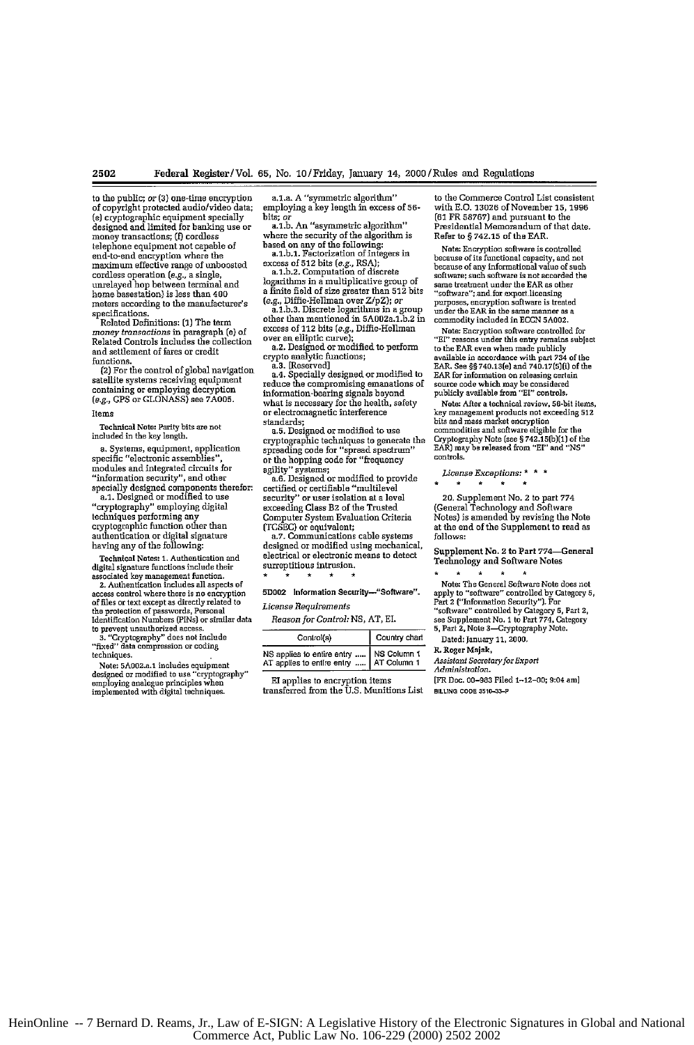to the public; or (3) one-time encryption of copyright protected audio/video data; (e) cryptographic equipment specially designed and limited for banking use or money transactions; (f) cordless telephone equipment not capable of end-to-end encryption where the maximum effective range of unboosted cordless operation (*e.g.*, a single, unrelayed hop between terminal and home basestation) is less than 400 meters according to the manufacturer's specifications.

Related Definitions: (1) The term *money transactions* in paragraph (e) of Related Controls includes the collection and settlement of fares or credit functions.

(2) For the control of global navigation satellite systems receiving equipment containing or employing decryption (*e.g.*, GPS or GLONASS) see 7A005.

Items

Technical Note: Parity bits are not included in the key length.

a. Systems, equipment, application specific "electronic assemblies", modules and integrated circuits for "information security", and other specially designed components therefor:

a.1. Designed or modified to use "cryptography" employing digital techniques performing any cryptographic function other than authentication or digital signature having any of the following:

Technical Notes: 1. Authentication and digital signature functions include their associated key management function.

2. Authentication includes all aspects of access control where there is no encryption of files or text except as directly related to the protection of passwords, Personal Identification Numbers (PINs) or similar data to prevent unauthorized access.

3. "Cryptography" does not include "fixed" data compression or coding techniques.

Note: 5A002.a.1 includes equipment designed or modified to use "cryptography" employing analogue principles when implemented with digital techniques.

a.1.a. A "symmetric algorithm" employing a key length in excess of 56-bits; or

a.1.b. An "asymmetric algorithm" where the security of the algorithm is based on any of the following:

a.1.b.1. Factorization of integers in excess of 512 bits (*e.g.*, RSA);

a.1.b.2. Computation of discrete logarithms in a multiplicative group of a finite field of size greater than 512 bits (*e.g.*, Diffie-Hellman over Z/pZ); or

a.1.b.3. Discrete logarithms in a group other than mentioned in 5A002a.1.b.2 in excess of 112 bits (*e.g.*, Diffie-Hellman over an elliptic curve);

a.2. Designed or modified to perform crypto analytic functions;

a.3. [Reserved]

a.4. Specially designed or modified to reduce the compromising emanations of information-bearing signals beyond what is necessary for the health, safety or electromagnetic interference standards;

a.5. Designed or modified to use cryptographic techniques to generate the spreading code for "spread spectrum" or the hopping code for "frequency agility" systems;

a.6. Designed or modified to provide certified or certifiable "multilevel security" or user isolation at a level exceeding Class B2 of the Trusted Computer System Evaluation Criteria (TCSEC) or equivalent;

a.7. Communications cable systems designed or modified using mechanical, electrical or electronic means to detect surreptitious intrusion.

\* \* \* \* \*

**5D002 Information Security—"Software".**

*License Requirements*

*Reason for Control:* NS, AT, EI.

| Control(s) | Country chart |
|---|---|
| NS applies to entire entry ..... | NS Column 1 |
| AT applies to entire entry ..... | AT Column 1 |

EI applies to encryption items transferred from the U.S. Munitions List to the Commerce Control List consistent with E.O. 13026 of November 15, 1996 (61 FR 58767) and pursuant to the Presidential Memorandum of that date. Refer to § 742.15 of the EAR.

Note: Encryption software is controlled because of its functional capacity, and not because of any informational value of such software; such software is not accorded the same treatment under the EAR as other "software"; and for export licensing purposes, encryption software is treated under the EAR in the same manner as a commodity included in ECCN 5A002.

Note: Encryption software controlled for "EI" reasons under this entry remains subject to the EAR even when made publicly available in accordance with part 734 of the EAR. See §§ 740.13(e) and 740.17(5)(i) of the EAR for information on releasing certain source code which may be considered publicly available from "EI" controls.

Note: After a technical review, 56-bit items, key management products not exceeding 512 bits and mass market encryption commodities and software eligible for the Cryptography Note (see § 742.15(b)(1) of the EAR) may be released from "EI" and "NS" controls.

*License Exceptions:* \* \* \*

\* \* \* \* \*

20. Supplement No. 2 to part 774 (General Technology and Software Notes) is amended by revising the Note at the end of the Supplement to read as follows:

**Supplement No. 2 to Part 774—General Technology and Software Notes**

\* \* \* \* \*

Note: The General Software Note does not apply to "software" controlled by Category 5, Part 2 ("Information Security"). For "software" controlled by Category 5, Part 2, see Supplement No. 1 to Part 774, Category 5, Part 2, Note 3—Cryptography Note.

Dated: January 11, 2000.

**R. Roger Majak,**

*Assistant Secretary for Export Administration.*

[FR Doc. 00–983 Filed 1–12–00; 9:04 am]

BILLING CODE 3510–33–P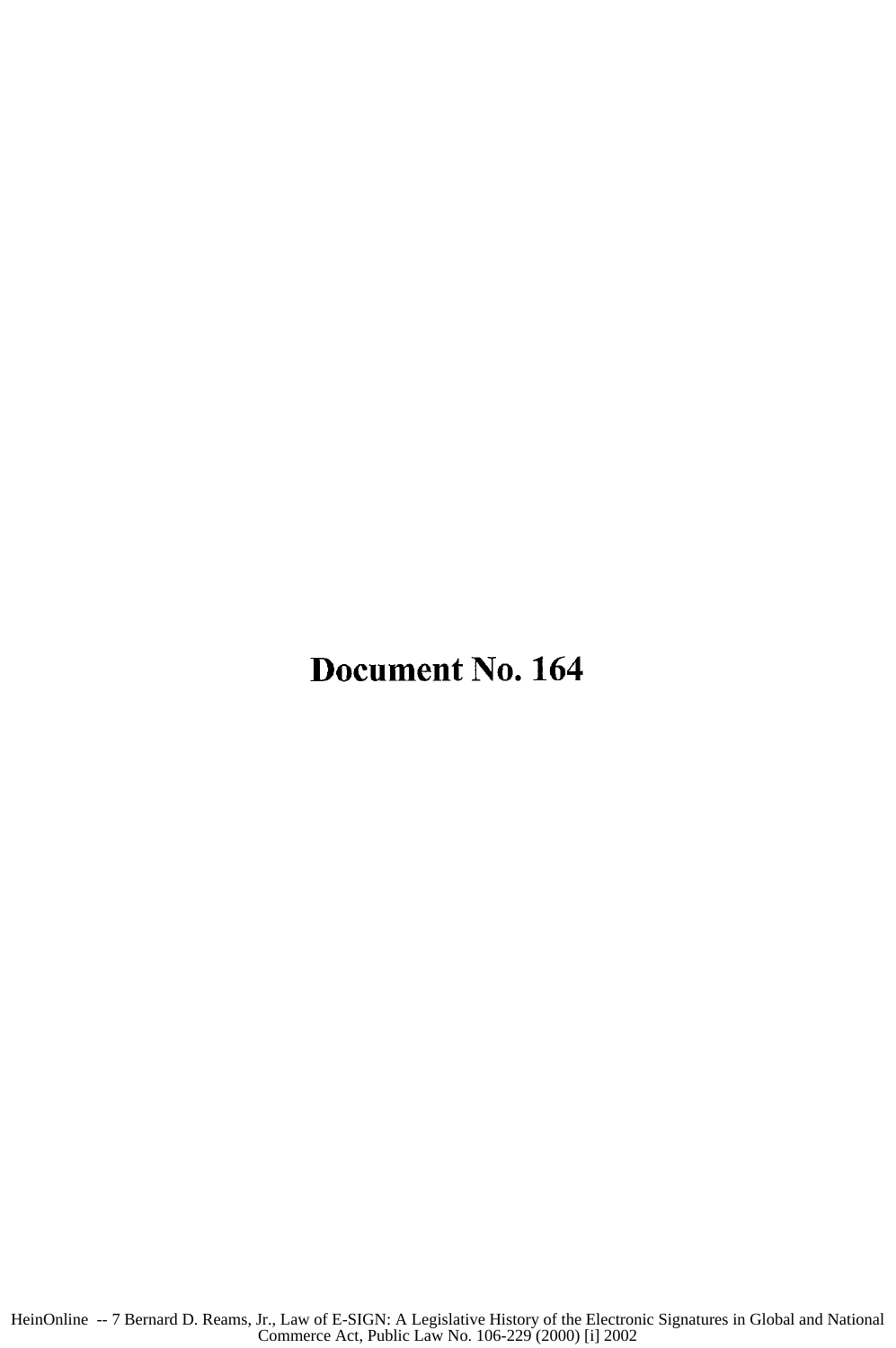# Document No. 164